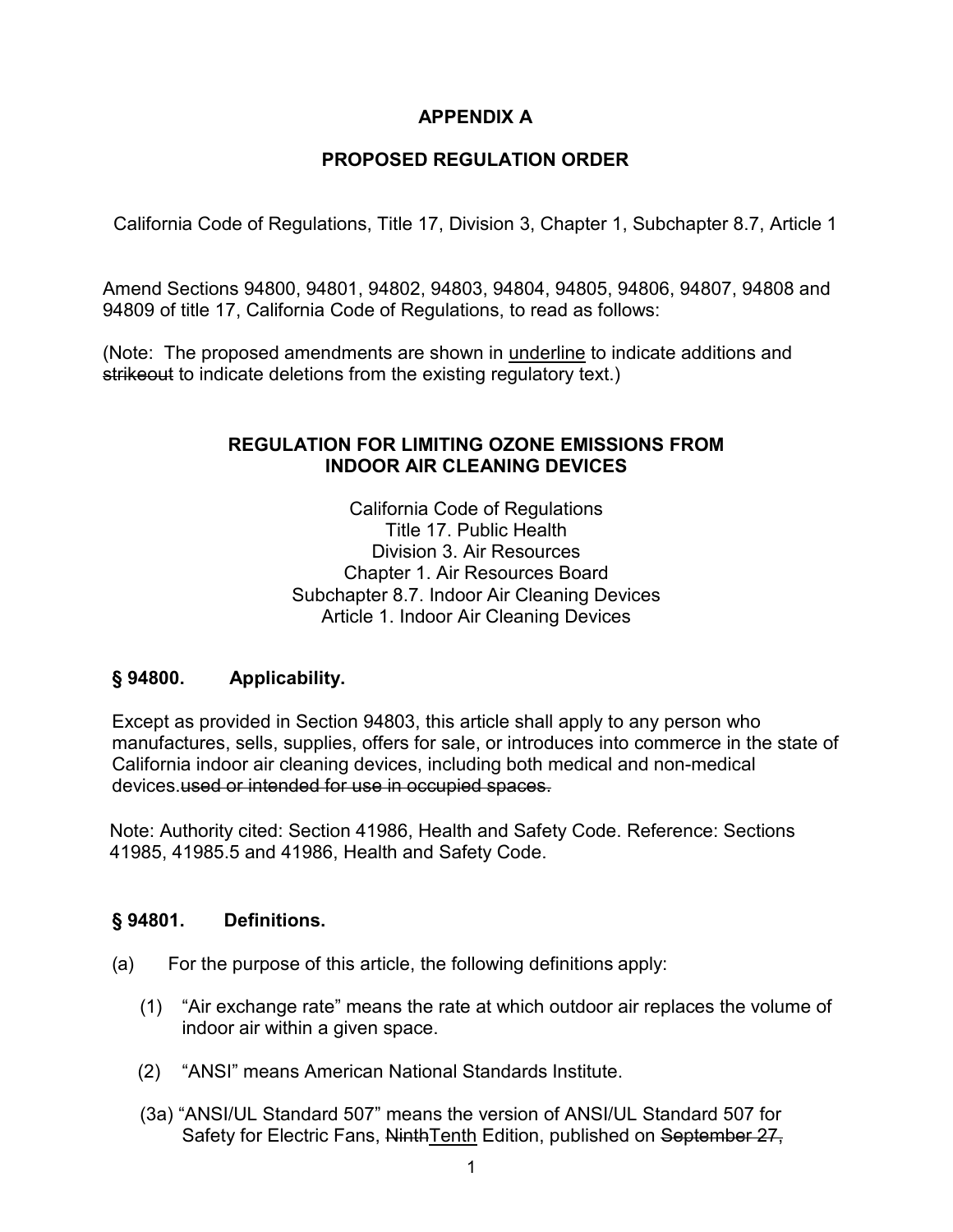# APPENDIX A

# PROPOSED REGULATION ORDER

California Code of Regulations, Title 17, Division 3, Chapter 1, Subchapter 8.7, Article 1

Amend Sections 94800, 94801, 94802, 94803, 94804, 94805, 94806, 94807, 94808 and 94809 of title 17, California Code of Regulations, to read as follows:

(Note: The proposed amendments are shown in <u>underline</u> to indicate additions and ~~strikeout~~ to indicate deletions from the existing regulatory text.)

## REGULATION FOR LIMITING OZONE EMISSIONS FROM INDOOR AIR CLEANING DEVICES

California Code of Regulations
Title 17. Public Health
Division 3. Air Resources
Chapter 1. Air Resources Board
Subchapter 8.7. Indoor Air Cleaning Devices
Article 1. Indoor Air Cleaning Devices

### § 94800. Applicability.

Except as provided in Section 94803, this article shall apply to any person who manufactures, sells, supplies, offers for sale, or introduces into commerce in the state of California indoor air cleaning devices, including both medical and non-medical devices.~~used or intended for use in occupied spaces.~~

Note: Authority cited: Section 41986, Health and Safety Code. Reference: Sections 41985, 41985.5 and 41986, Health and Safety Code.

### § 94801. Definitions.

(a) For the purpose of this article, the following definitions apply:

(1) "Air exchange rate" means the rate at which outdoor air replaces the volume of indoor air within a given space.

(2) "ANSI" means American National Standards Institute.

(3a) "ANSI/UL Standard 507" means the version of ANSI/UL Standard 507 for Safety for Electric Fans, ~~Ninth~~<u>Tenth</u> Edition, published on ~~September 27,~~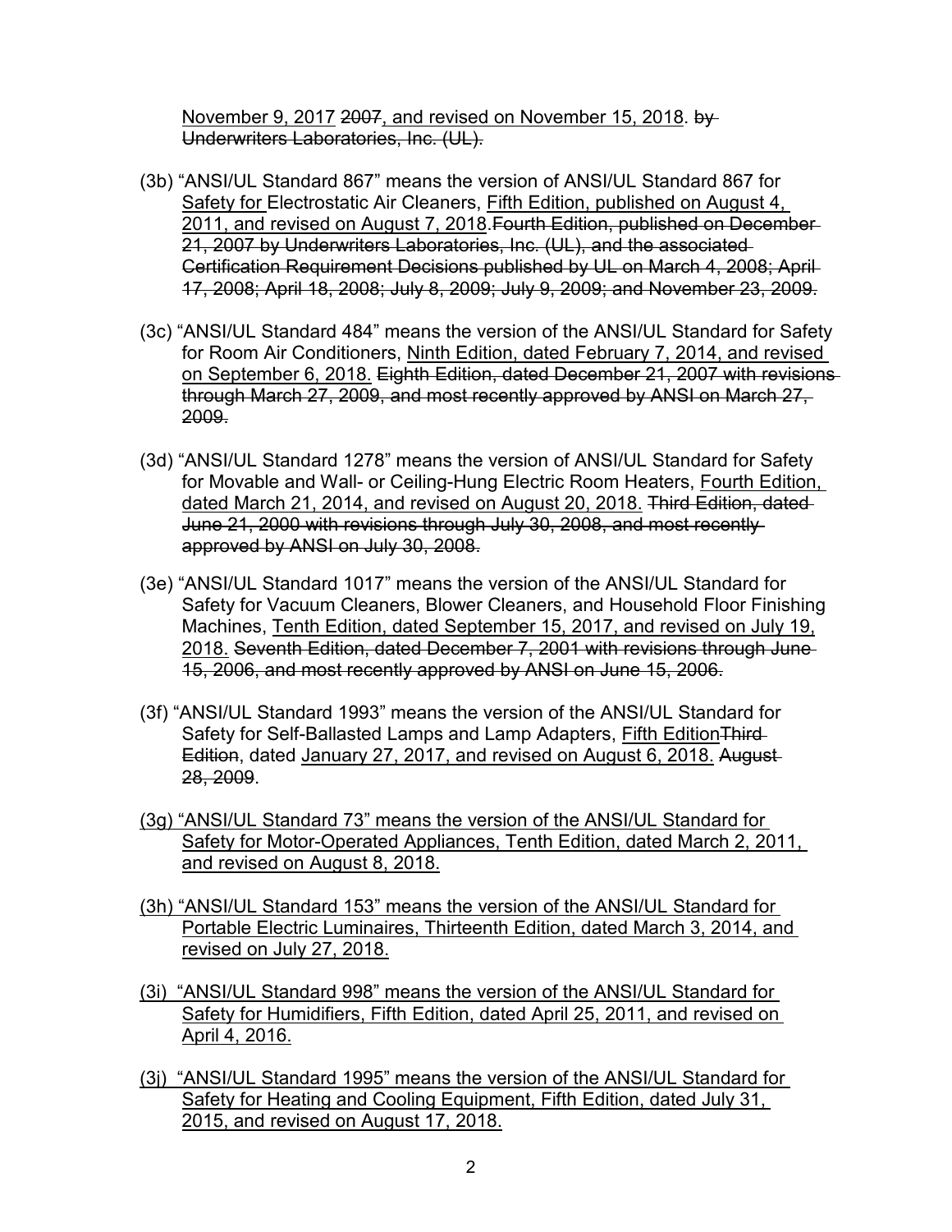<u>November 9, 2017</u> ~~2007~~<u>, and revised on November 15, 2018</u>. ~~by Underwriters Laboratories, Inc. (UL).~~

(3b) "ANSI/UL Standard 867" means the version of ANSI/UL Standard 867 for <u>Safety for</u> Electrostatic Air Cleaners, <u>Fifth Edition, published on August 4, 2011, and revised on August 7, 2018.</u>~~Fourth Edition, published on December 21, 2007 by Underwriters Laboratories, Inc. (UL), and the associated Certification Requirement Decisions published by UL on March 4, 2008; April 17, 2008; April 18, 2008; July 8, 2009; July 9, 2009; and November 23, 2009.~~

(3c) "ANSI/UL Standard 484" means the version of the ANSI/UL Standard for Safety for Room Air Conditioners, <u>Ninth Edition, dated February 7, 2014, and revised on September 6, 2018.</u> ~~Eighth Edition, dated December 21, 2007 with revisions through March 27, 2009, and most recently approved by ANSI on March 27, 2009.~~

(3d) "ANSI/UL Standard 1278" means the version of ANSI/UL Standard for Safety for Movable and Wall- or Ceiling-Hung Electric Room Heaters, <u>Fourth Edition, dated March 21, 2014, and revised on August 20, 2018.</u> ~~Third Edition, dated June 21, 2000 with revisions through July 30, 2008, and most recently approved by ANSI on July 30, 2008.~~

(3e) "ANSI/UL Standard 1017" means the version of the ANSI/UL Standard for Safety for Vacuum Cleaners, Blower Cleaners, and Household Floor Finishing Machines, <u>Tenth Edition, dated September 15, 2017, and revised on July 19, 2018.</u> ~~Seventh Edition, dated December 7, 2001 with revisions through June 15, 2006, and most recently approved by ANSI on June 15, 2006.~~

(3f) "ANSI/UL Standard 1993" means the version of the ANSI/UL Standard for Safety for Self-Ballasted Lamps and Lamp Adapters, <u>Fifth Edition</u>~~Third Edition~~, dated <u>January 27, 2017, and revised on August 6, 2018.</u> ~~August 28, 2009~~.

<u>(3g) "ANSI/UL Standard 73" means the version of the ANSI/UL Standard for Safety for Motor-Operated Appliances, Tenth Edition, dated March 2, 2011, and revised on August 8, 2018.</u>

<u>(3h) "ANSI/UL Standard 153" means the version of the ANSI/UL Standard for Portable Electric Luminaires, Thirteenth Edition, dated March 3, 2014, and revised on July 27, 2018.</u>

<u>(3i) "ANSI/UL Standard 998" means the version of the ANSI/UL Standard for Safety for Humidifiers, Fifth Edition, dated April 25, 2011, and revised on April 4, 2016.</u>

<u>(3j) "ANSI/UL Standard 1995" means the version of the ANSI/UL Standard for Safety for Heating and Cooling Equipment, Fifth Edition, dated July 31, 2015, and revised on August 17, 2018.</u>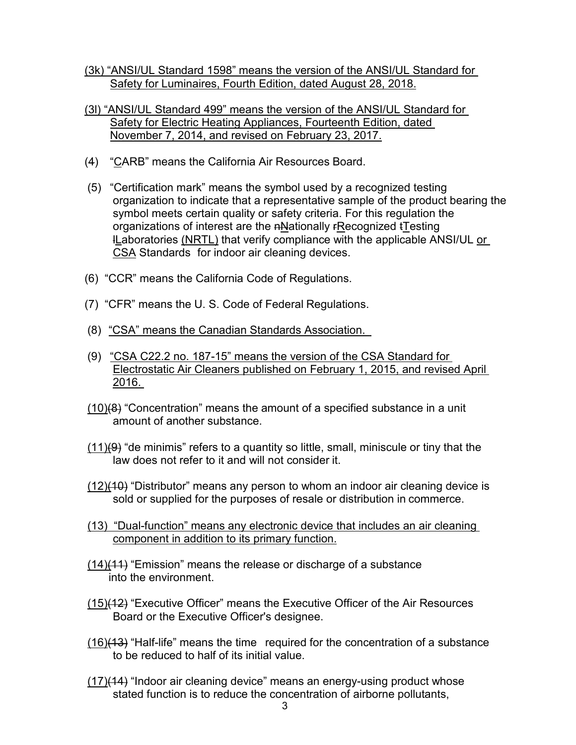(3k) "ANSI/UL Standard 1598" means the version of the ANSI/UL Standard for Safety for Luminaires, Fourth Edition, dated August 28, 2018.

(3l) "ANSI/UL Standard 499" means the version of the ANSI/UL Standard for Safety for Electric Heating Appliances, Fourteenth Edition, dated November 7, 2014, and revised on February 23, 2017.

(4) "CARB" means the California Air Resources Board.

(5) "Certification mark" means the symbol used by a recognized testing organization to indicate that a representative sample of the product bearing the symbol meets certain quality or safety criteria. For this regulation the organizations of interest are the ~~n~~Nationally ~~r~~Recognized ~~t~~Testing ~~l~~Laboratories (NRTL) that verify compliance with the applicable ANSI/UL or CSA Standards for indoor air cleaning devices.

(6) "CCR" means the California Code of Regulations.

(7) "CFR" means the U. S. Code of Federal Regulations.

(8) "CSA" means the Canadian Standards Association.

(9) "CSA C22.2 no. 187-15" means the version of the CSA Standard for Electrostatic Air Cleaners published on February 1, 2015, and revised April 2016.

(10)~~(8)~~ "Concentration" means the amount of a specified substance in a unit amount of another substance.

(11)~~(9)~~ "de minimis" refers to a quantity so little, small, miniscule or tiny that the law does not refer to it and will not consider it.

(12)~~(10)~~ "Distributor" means any person to whom an indoor air cleaning device is sold or supplied for the purposes of resale or distribution in commerce.

(13) "Dual-function" means any electronic device that includes an air cleaning component in addition to its primary function.

(14)~~(11)~~ "Emission" means the release or discharge of a substance into the environment.

(15)~~(12)~~ "Executive Officer" means the Executive Officer of the Air Resources Board or the Executive Officer's designee.

(16)~~(13)~~ "Half-life" means the time required for the concentration of a substance to be reduced to half of its initial value.

(17)~~(14)~~ "Indoor air cleaning device" means an energy-using product whose stated function is to reduce the concentration of airborne pollutants,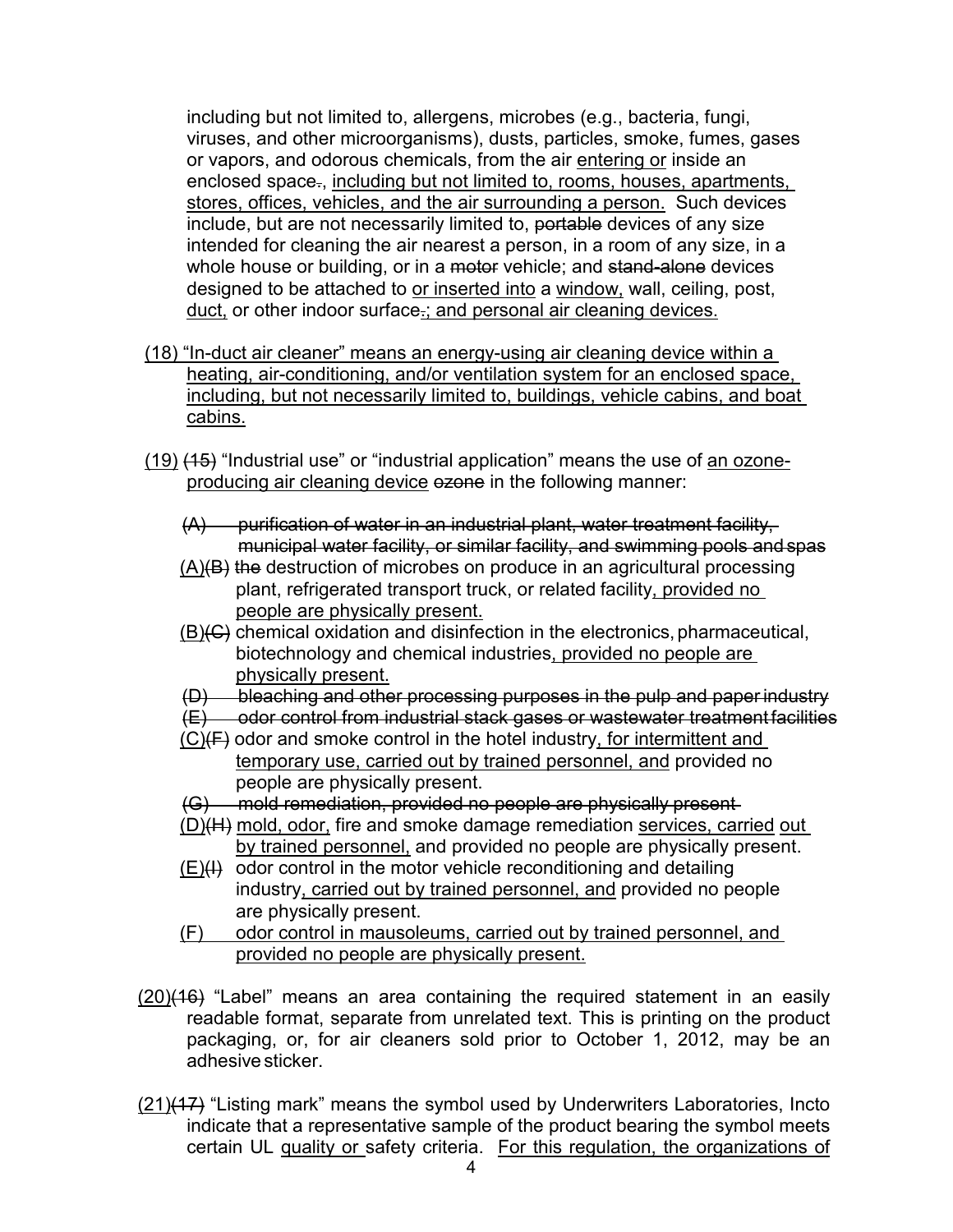including but not limited to, allergens, microbes (e.g., bacteria, fungi, viruses, and other microorganisms), dusts, particles, smoke, fumes, gases or vapors, and odorous chemicals, from the air <u>entering or</u> inside an enclosed space~~.~~<u>, including but not limited to, rooms, houses, apartments, stores, offices, vehicles, and the air surrounding a person.</u> Such devices include, but are not necessarily limited to, ~~portable~~ devices of any size intended for cleaning the air nearest a person, in a room of any size, in a whole house or building, or in a ~~motor~~ vehicle; and ~~stand-alone~~ devices designed to be attached to <u>or inserted into</u> a <u>window,</u> wall, ceiling, post, <u>duct,</u> or other indoor surface~~.~~<u>; and personal air cleaning devices.</u>

<u>(18) "In-duct air cleaner" means an energy-using air cleaning device within a heating, air-conditioning, and/or ventilation system for an enclosed space, including, but not necessarily limited to, buildings, vehicle cabins, and boat cabins.</u>

<u>(19)</u> ~~(15)~~ "Industrial use" or "industrial application" means the use of <u>an ozone-producing air cleaning device</u> ~~ozone~~ in the following manner:

~~(A) purification of water in an industrial plant, water treatment facility, municipal water facility, or similar facility, and swimming pools and spas~~

<u>(A)</u>~~(B)~~ ~~the~~ destruction of microbes on produce in an agricultural processing plant, refrigerated transport truck, or related facility<u>, provided no people are physically present.</u>

<u>(B)</u>~~(C)~~ chemical oxidation and disinfection in the electronics, pharmaceutical, biotechnology and chemical industries<u>, provided no people are physically present.</u>

~~(D) bleaching and other processing purposes in the pulp and paper industry~~

~~(E) odor control from industrial stack gases or wastewater treatment facilities~~

<u>(C)</u>~~(F)~~ odor and smoke control in the hotel industry<u>, for intermittent and temporary use, carried out by trained personnel, and</u> provided no people are physically present.

~~(G) mold remediation, provided no people are physically present~~

<u>(D)</u>~~(H)~~ <u>mold, odor,</u> fire and smoke damage remediation <u>services, carried out by trained personnel,</u> and provided no people are physically present.

<u>(E)</u>~~(I)~~ odor control in the motor vehicle reconditioning and detailing industry<u>, carried out by trained personnel, and</u> provided no people are physically present.

<u>(F) odor control in mausoleums, carried out by trained personnel, and provided no people are physically present.</u>

<u>(20)</u>~~(16)~~ "Label" means an area containing the required statement in an easily readable format, separate from unrelated text. This is printing on the product packaging, or, for air cleaners sold prior to October 1, 2012, may be an adhesive sticker.

<u>(21)</u>~~(17)~~ "Listing mark" means the symbol used by Underwriters Laboratories, Incto indicate that a representative sample of the product bearing the symbol meets certain UL <u>quality or</u> safety criteria. <u>For this regulation, the organizations of</u>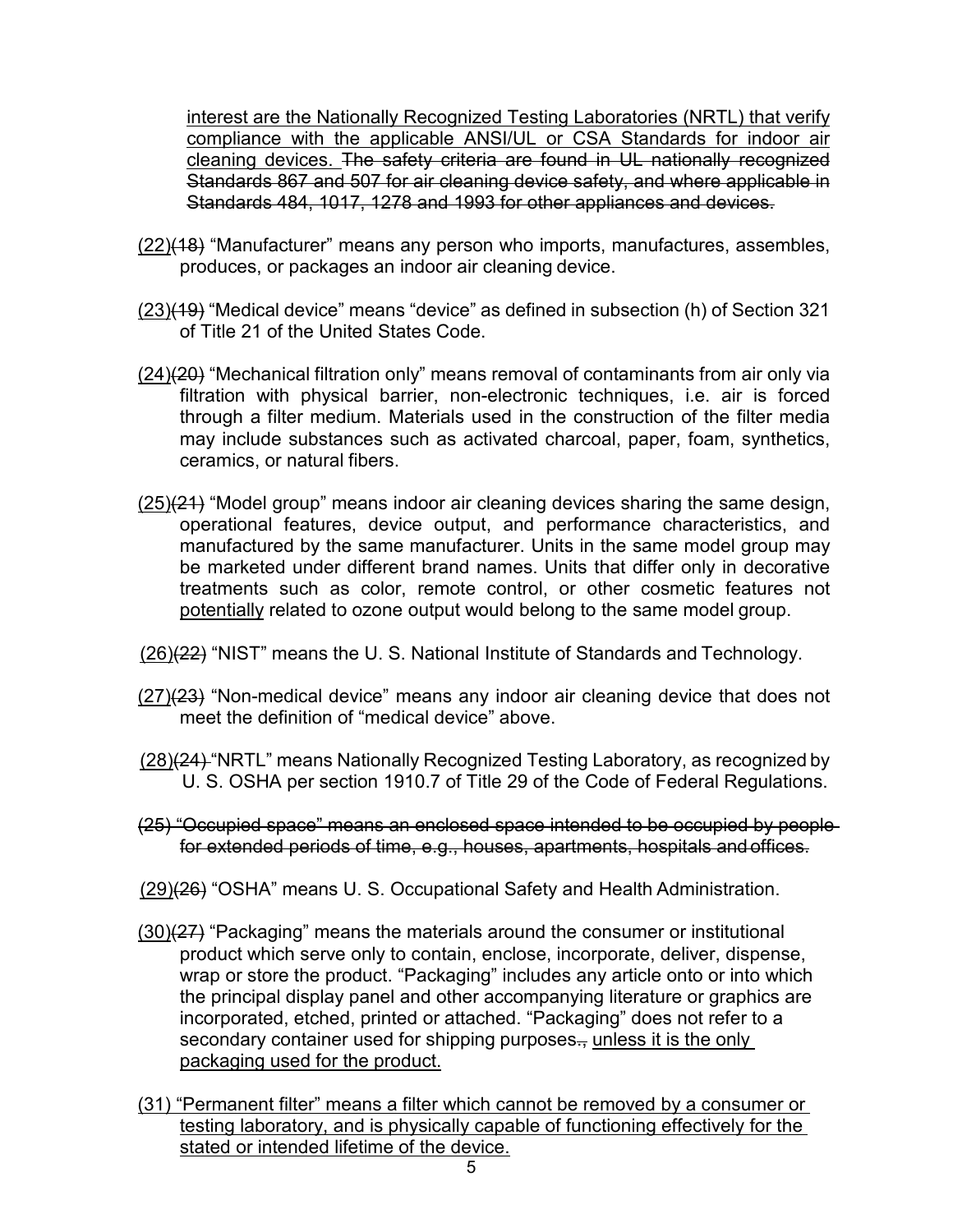interest are the Nationally Recognized Testing Laboratories (NRTL) that verify compliance with the applicable ANSI/UL or CSA Standards for indoor air cleaning devices. ~~The safety criteria are found in UL nationally recognized Standards 867 and 507 for air cleaning device safety, and where applicable in Standards 484, 1017, 1278 and 1993 for other appliances and devices.~~

(22)~~(18)~~ "Manufacturer" means any person who imports, manufactures, assembles, produces, or packages an indoor air cleaning device.

(23)~~(19)~~ "Medical device" means "device" as defined in subsection (h) of Section 321 of Title 21 of the United States Code.

(24)~~(20)~~ "Mechanical filtration only" means removal of contaminants from air only via filtration with physical barrier, non-electronic techniques, i.e. air is forced through a filter medium. Materials used in the construction of the filter media may include substances such as activated charcoal, paper, foam, synthetics, ceramics, or natural fibers.

(25)~~(21)~~ "Model group" means indoor air cleaning devices sharing the same design, operational features, device output, and performance characteristics, and manufactured by the same manufacturer. Units in the same model group may be marketed under different brand names. Units that differ only in decorative treatments such as color, remote control, or other cosmetic features not potentially related to ozone output would belong to the same model group.

(26)~~(22)~~ "NIST" means the U. S. National Institute of Standards and Technology.

(27)~~(23)~~ "Non-medical device" means any indoor air cleaning device that does not meet the definition of "medical device" above.

(28)~~(24)~~ "NRTL" means Nationally Recognized Testing Laboratory, as recognized by U. S. OSHA per section 1910.7 of Title 29 of the Code of Federal Regulations.

~~(25) "Occupied space" means an enclosed space intended to be occupied by people for extended periods of time, e.g., houses, apartments, hospitals and offices.~~

(29)~~(26)~~ "OSHA" means U. S. Occupational Safety and Health Administration.

(30)~~(27)~~ "Packaging" means the materials around the consumer or institutional product which serve only to contain, enclose, incorporate, deliver, dispense, wrap or store the product. "Packaging" includes any article onto or into which the principal display panel and other accompanying literature or graphics are incorporated, etched, printed or attached. "Packaging" does not refer to a secondary container used for shipping purposes~~.~~, unless it is the only packaging used for the product.

(31) "Permanent filter" means a filter which cannot be removed by a consumer or testing laboratory, and is physically capable of functioning effectively for the stated or intended lifetime of the device.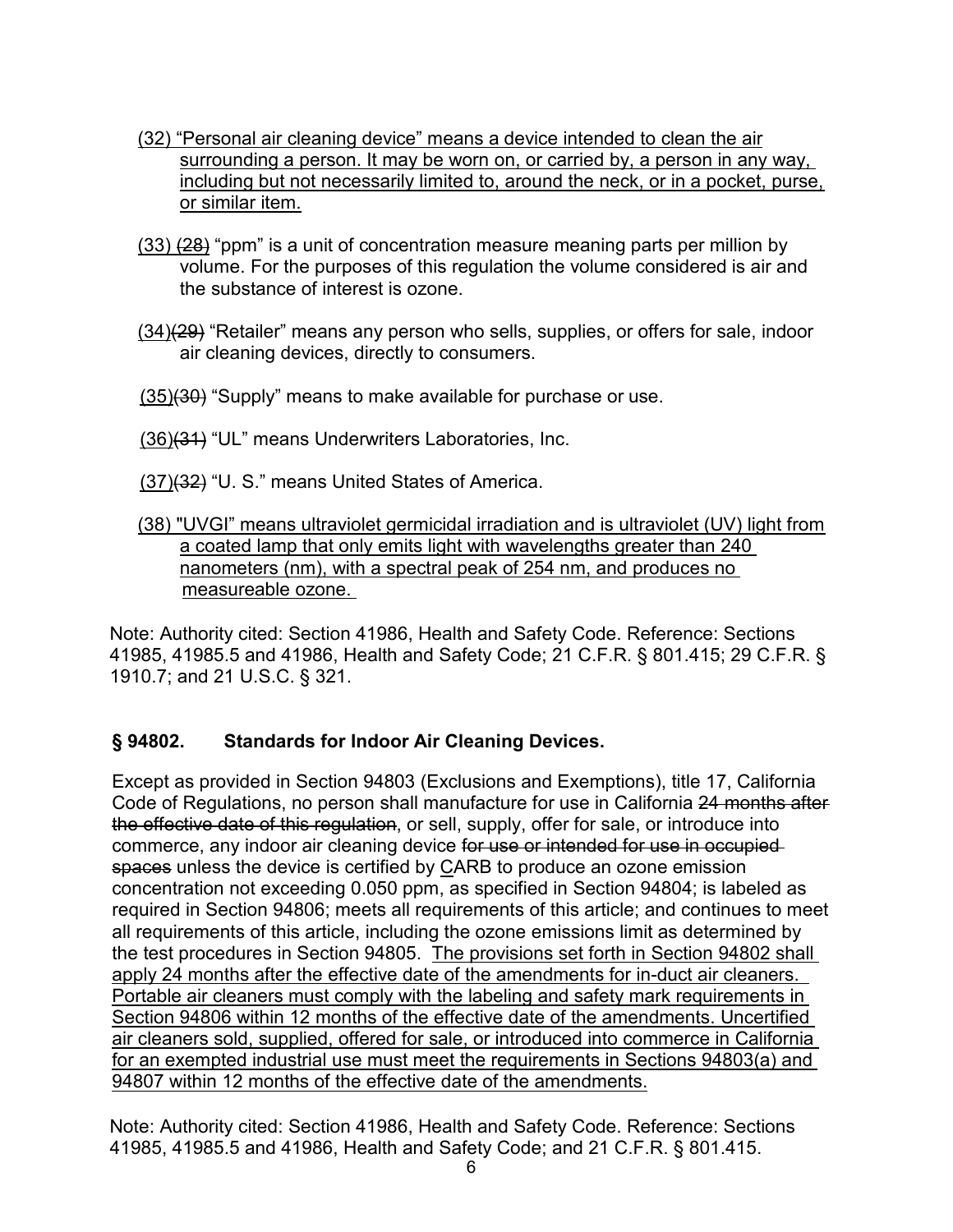(32) "Personal air cleaning device" means a device intended to clean the air surrounding a person. It may be worn on, or carried by, a person in any way, including but not necessarily limited to, around the neck, or in a pocket, purse, or similar item.

(33) ~~(28)~~ "ppm" is a unit of concentration measure meaning parts per million by volume. For the purposes of this regulation the volume considered is air and the substance of interest is ozone.

(34)~~(29)~~ "Retailer" means any person who sells, supplies, or offers for sale, indoor air cleaning devices, directly to consumers.

(35)~~(30)~~ "Supply" means to make available for purchase or use.

(36)~~(31)~~ "UL" means Underwriters Laboratories, Inc.

(37)~~(32)~~ "U. S." means United States of America.

(38) "UVGI" means ultraviolet germicidal irradiation and is ultraviolet (UV) light from a coated lamp that only emits light with wavelengths greater than 240 nanometers (nm), with a spectral peak of 254 nm, and produces no measureable ozone.

Note: Authority cited: Section 41986, Health and Safety Code. Reference: Sections 41985, 41985.5 and 41986, Health and Safety Code; 21 C.F.R. § 801.415; 29 C.F.R. § 1910.7; and 21 U.S.C. § 321.

## § 94802. Standards for Indoor Air Cleaning Devices.

Except as provided in Section 94803 (Exclusions and Exemptions), title 17, California Code of Regulations, no person shall manufacture for use in California ~~24 months after the effective date of this regulation~~, or sell, supply, offer for sale, or introduce into commerce, any indoor air cleaning device ~~for use or intended for use in occupied spaces~~ unless the device is certified by CARB to produce an ozone emission concentration not exceeding 0.050 ppm, as specified in Section 94804; is labeled as required in Section 94806; meets all requirements of this article; and continues to meet all requirements of this article, including the ozone emissions limit as determined by the test procedures in Section 94805. The provisions set forth in Section 94802 shall apply 24 months after the effective date of the amendments for in-duct air cleaners. Portable air cleaners must comply with the labeling and safety mark requirements in Section 94806 within 12 months of the effective date of the amendments. Uncertified air cleaners sold, supplied, offered for sale, or introduced into commerce in California for an exempted industrial use must meet the requirements in Sections 94803(a) and 94807 within 12 months of the effective date of the amendments.

Note: Authority cited: Section 41986, Health and Safety Code. Reference: Sections 41985, 41985.5 and 41986, Health and Safety Code; and 21 C.F.R. § 801.415.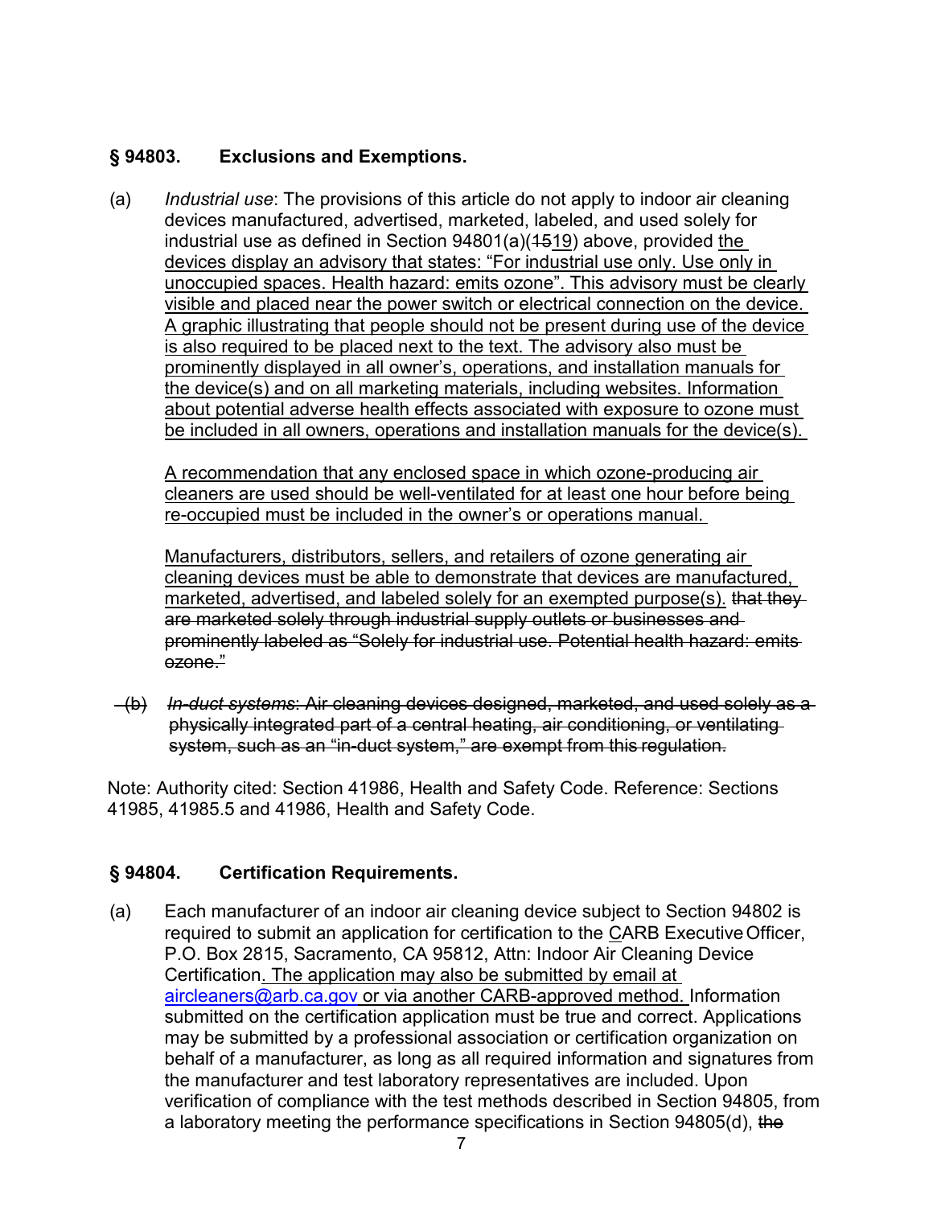## § 94803. Exclusions and Exemptions.

(a) *Industrial use*: The provisions of this article do not apply to indoor air cleaning devices manufactured, advertised, marketed, labeled, and used solely for industrial use as defined in Section 94801(a)(~~15~~19) above, provided the devices display an advisory that states: "For industrial use only. Use only in unoccupied spaces. Health hazard: emits ozone". This advisory must be clearly visible and placed near the power switch or electrical connection on the device. A graphic illustrating that people should not be present during use of the device is also required to be placed next to the text. The advisory also must be prominently displayed in all owner's, operations, and installation manuals for the device(s) and on all marketing materials, including websites. Information about potential adverse health effects associated with exposure to ozone must be included in all owners, operations and installation manuals for the device(s).

A recommendation that any enclosed space in which ozone-producing air cleaners are used should be well-ventilated for at least one hour before being re-occupied must be included in the owner's or operations manual.

Manufacturers, distributors, sellers, and retailers of ozone generating air cleaning devices must be able to demonstrate that devices are manufactured, marketed, advertised, and labeled solely for an exempted purpose(s). ~~that they are marketed solely through industrial supply outlets or businesses and prominently labeled as "Solely for industrial use. Potential health hazard: emits ozone."~~

~~(b) *In-duct systems*: Air cleaning devices designed, marketed, and used solely as a physically integrated part of a central heating, air conditioning, or ventilating system, such as an "in-duct system," are exempt from this regulation.~~

Note: Authority cited: Section 41986, Health and Safety Code. Reference: Sections 41985, 41985.5 and 41986, Health and Safety Code.

## § 94804. Certification Requirements.

(a) Each manufacturer of an indoor air cleaning device subject to Section 94802 is required to submit an application for certification to the CARB Executive Officer, P.O. Box 2815, Sacramento, CA 95812, Attn: Indoor Air Cleaning Device Certification. The application may also be submitted by email at aircleaners@arb.ca.gov or via another CARB-approved method. Information submitted on the certification application must be true and correct. Applications may be submitted by a professional association or certification organization on behalf of a manufacturer, as long as all required information and signatures from the manufacturer and test laboratory representatives are included. Upon verification of compliance with the test methods described in Section 94805, from a laboratory meeting the performance specifications in Section 94805(d), ~~the~~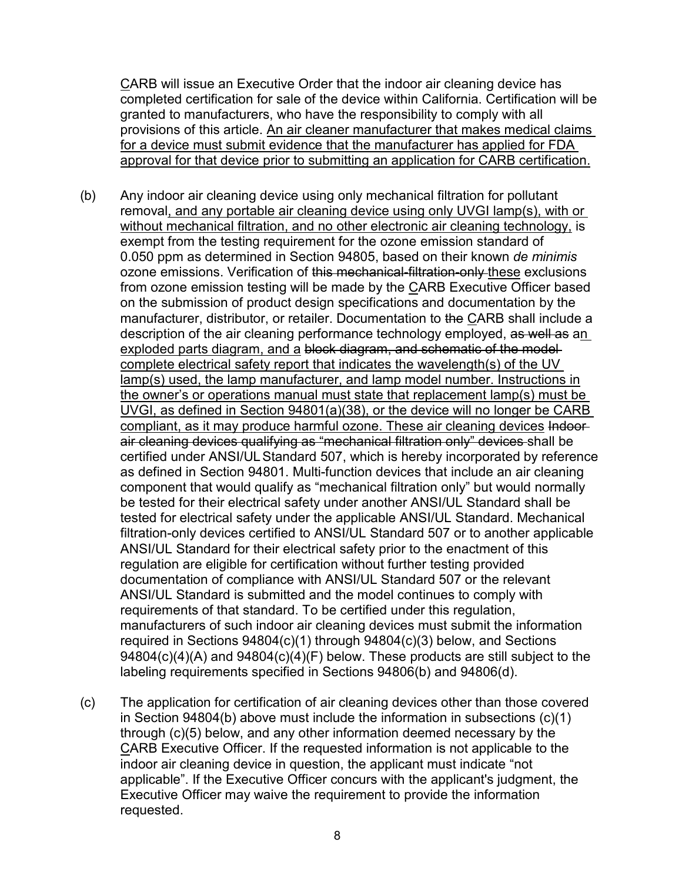CARB will issue an Executive Order that the indoor air cleaning device has completed certification for sale of the device within California. Certification will be granted to manufacturers, who have the responsibility to comply with all provisions of this article. <u>An air cleaner manufacturer that makes medical claims for a device must submit evidence that the manufacturer has applied for FDA approval for that device prior to submitting an application for CARB certification.</u>

(b) Any indoor air cleaning device using only mechanical filtration for pollutant removal<u>, and any portable air cleaning device using only UVGI lamp(s), with or without mechanical filtration, and no other electronic air cleaning technology,</u> is exempt from the testing requirement for the ozone emission standard of 0.050 ppm as determined in Section 94805, based on their known *de minimis* ozone emissions. Verification of ~~this mechanical-filtration-only~~ <u>these</u> exclusions from ozone emission testing will be made by the <u>C</u>ARB Executive Officer based on the submission of product design specifications and documentation by the manufacturer, distributor, or retailer. Documentation to ~~the~~ <u>C</u>ARB shall include a description of the air cleaning performance technology employed, ~~as well as~~ a<u>n exploded parts diagram, and a</u> ~~block diagram, and schematic of the model~~ <u>complete electrical safety report that indicates the wavelength(s) of the UV lamp(s) used, the lamp manufacturer, and lamp model number. Instructions in the owner's or operations manual must state that replacement lamp(s) must be UVGI, as defined in Section 94801(a)(38), or the device will no longer be CARB compliant, as it may produce harmful ozone. These air cleaning devices</u> ~~Indoor air cleaning devices qualifying as "mechanical filtration only" devices~~ shall be certified under ANSI/UL Standard 507, which is hereby incorporated by reference as defined in Section 94801. Multi-function devices that include an air cleaning component that would qualify as "mechanical filtration only" but would normally be tested for their electrical safety under another ANSI/UL Standard shall be tested for electrical safety under the applicable ANSI/UL Standard. Mechanical filtration-only devices certified to ANSI/UL Standard 507 or to another applicable ANSI/UL Standard for their electrical safety prior to the enactment of this regulation are eligible for certification without further testing provided documentation of compliance with ANSI/UL Standard 507 or the relevant ANSI/UL Standard is submitted and the model continues to comply with requirements of that standard. To be certified under this regulation, manufacturers of such indoor air cleaning devices must submit the information required in Sections 94804(c)(1) through 94804(c)(3) below, and Sections 94804(c)(4)(A) and 94804(c)(4)(F) below. These products are still subject to the labeling requirements specified in Sections 94806(b) and 94806(d).

(c) The application for certification of air cleaning devices other than those covered in Section 94804(b) above must include the information in subsections (c)(1) through (c)(5) below, and any other information deemed necessary by the <u>C</u>ARB Executive Officer. If the requested information is not applicable to the indoor air cleaning device in question, the applicant must indicate "not applicable". If the Executive Officer concurs with the applicant's judgment, the Executive Officer may waive the requirement to provide the information requested.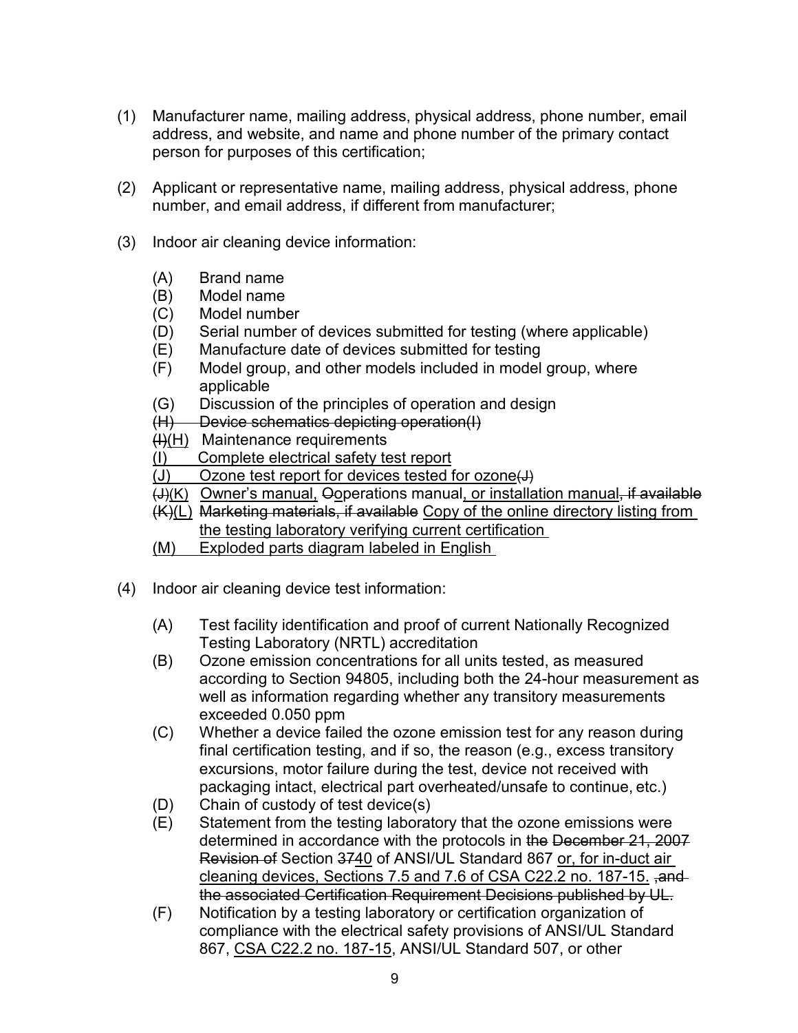(1) Manufacturer name, mailing address, physical address, phone number, email address, and website, and name and phone number of the primary contact person for purposes of this certification;

(2) Applicant or representative name, mailing address, physical address, phone number, and email address, if different from manufacturer;

(3) Indoor air cleaning device information:

   (A) Brand name
   (B) Model name
   (C) Model number
   (D) Serial number of devices submitted for testing (where applicable)
   (E) Manufacture date of devices submitted for testing
   (F) Model group, and other models included in model group, where applicable
   (G) Discussion of the principles of operation and design
   ~~(H) Device schematics depicting operation(I)~~
   ~~(I)~~<u>(H)</u> Maintenance requirements
   <u>(I) Complete electrical safety test report</u>
   <u>(J) Ozone test report for devices tested for ozone</u>~~(J)~~
   ~~(J)~~<u>(K)</u> <u>Owner's manual,</u> ~~O~~<u>o</u>perations manual<u>, or installation manual</u>~~, if available~~
   ~~(K)~~<u>(L)</u> ~~Marketing materials, if available~~ <u>Copy of the online directory listing from the testing laboratory verifying current certification</u>
   <u>(M) Exploded parts diagram labeled in English</u>

(4) Indoor air cleaning device test information:

   (A) Test facility identification and proof of current Nationally Recognized Testing Laboratory (NRTL) accreditation
   (B) Ozone emission concentrations for all units tested, as measured according to Section 94805, including both the 24-hour measurement as well as information regarding whether any transitory measurements exceeded 0.050 ppm
   (C) Whether a device failed the ozone emission test for any reason during final certification testing, and if so, the reason (e.g., excess transitory excursions, motor failure during the test, device not received with packaging intact, electrical part overheated/unsafe to continue, etc.)
   (D) Chain of custody of test device(s)
   (E) Statement from the testing laboratory that the ozone emissions were determined in accordance with the protocols in ~~the December 21, 2007 Revision of~~ Section ~~37~~<u>40</u> of ANSI/UL Standard 867 <u>or, for in-duct air cleaning devices, Sections 7.5 and 7.6 of CSA C22.2 no. 187-15.</u> ~~, and the associated Certification Requirement Decisions published by UL.~~
   (F) Notification by a testing laboratory or certification organization of compliance with the electrical safety provisions of ANSI/UL Standard 867, <u>CSA C22.2 no. 187-15</u>, ANSI/UL Standard 507, or other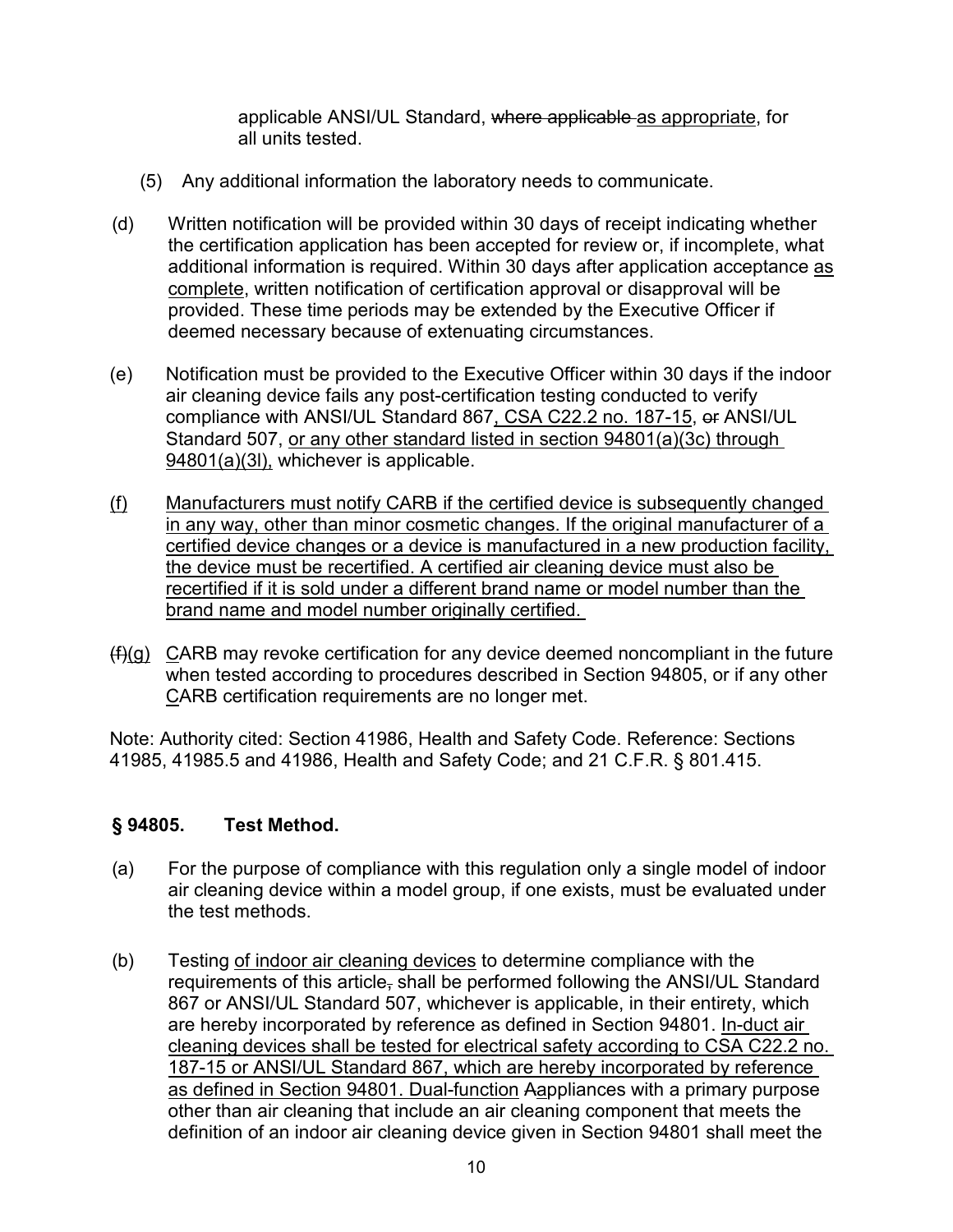applicable ANSI/UL Standard, ~~where applicable~~ <u>as appropriate</u>, for all units tested.

(5) Any additional information the laboratory needs to communicate.

(d) Written notification will be provided within 30 days of receipt indicating whether the certification application has been accepted for review or, if incomplete, what additional information is required. Within 30 days after application acceptance <u>as complete</u>, written notification of certification approval or disapproval will be provided. These time periods may be extended by the Executive Officer if deemed necessary because of extenuating circumstances.

(e) Notification must be provided to the Executive Officer within 30 days if the indoor air cleaning device fails any post-certification testing conducted to verify compliance with ANSI/UL Standard 867<u>, CSA C22.2 no. 187-15</u>, ~~or~~ ANSI/UL Standard 507, <u>or any other standard listed in section 94801(a)(3c) through 94801(a)(3l),</u> whichever is applicable.

<u>(f) Manufacturers must notify CARB if the certified device is subsequently changed in any way, other than minor cosmetic changes. If the original manufacturer of a certified device changes or a device is manufactured in a new production facility, the device must be recertified. A certified air cleaning device must also be recertified if it is sold under a different brand name or model number than the brand name and model number originally certified.</u>

~~(f)~~<u>(g)</u> <u>C</u>ARB may revoke certification for any device deemed noncompliant in the future when tested according to procedures described in Section 94805, or if any other <u>C</u>ARB certification requirements are no longer met.

Note: Authority cited: Section 41986, Health and Safety Code. Reference: Sections 41985, 41985.5 and 41986, Health and Safety Code; and 21 C.F.R. § 801.415.

## § 94805. Test Method.

(a) For the purpose of compliance with this regulation only a single model of indoor air cleaning device within a model group, if one exists, must be evaluated under the test methods.

(b) Testing <u>of indoor air cleaning devices</u> to determine compliance with the requirements of this article~~,~~ shall be performed following the ANSI/UL Standard 867 or ANSI/UL Standard 507, whichever is applicable, in their entirety, which are hereby incorporated by reference as defined in Section 94801. <u>In-duct air cleaning devices shall be tested for electrical safety according to CSA C22.2 no. 187-15 or ANSI/UL Standard 867, which are hereby incorporated by reference as defined in Section 94801. Dual-function</u> ~~A~~<u>a</u>ppliances with a primary purpose other than air cleaning that include an air cleaning component that meets the definition of an indoor air cleaning device given in Section 94801 shall meet the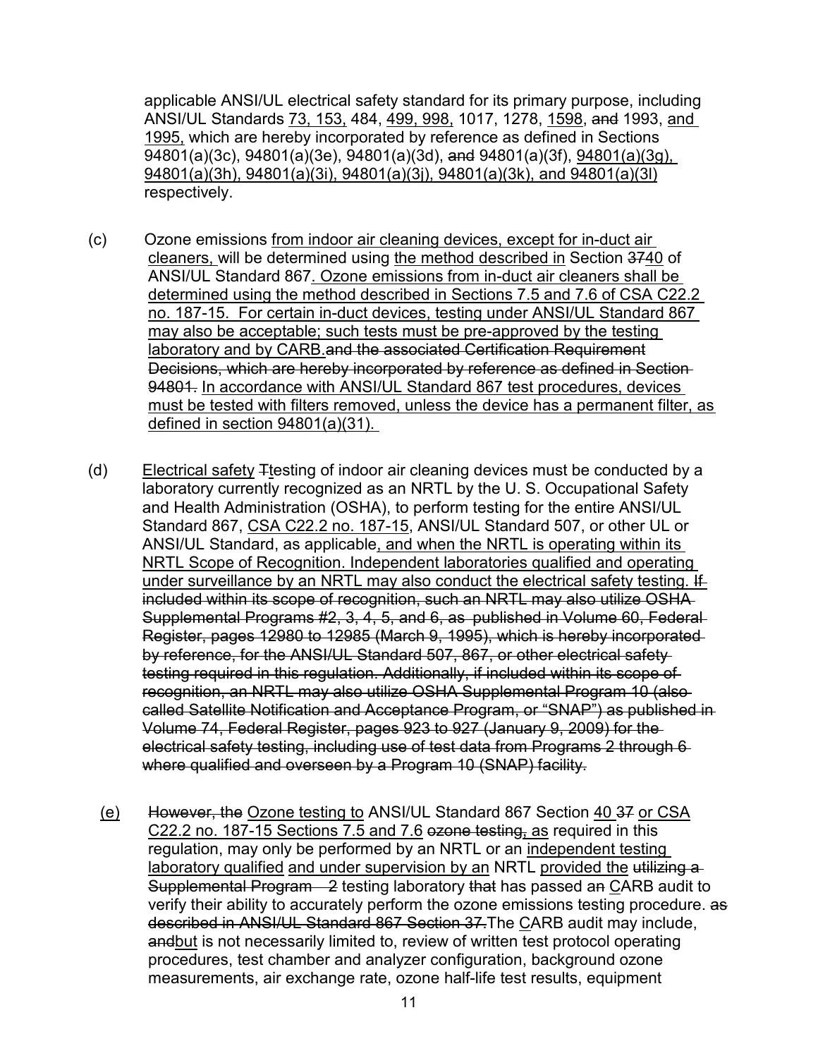applicable ANSI/UL electrical safety standard for its primary purpose, including ANSI/UL Standards 73, 153, 484, 499, 998, 1017, 1278, 1598, ~~and~~ 1993, and 1995, which are hereby incorporated by reference as defined in Sections 94801(a)(3c), 94801(a)(3e), 94801(a)(3d), ~~and~~ 94801(a)(3f), 94801(a)(3g), 94801(a)(3h), 94801(a)(3i), 94801(a)(3j), 94801(a)(3k), and 94801(a)(3l) respectively.

(c) Ozone emissions from indoor air cleaning devices, except for in-duct air cleaners, will be determined using the method described in Section ~~37~~40 of ANSI/UL Standard 867. Ozone emissions from in-duct air cleaners shall be determined using the method described in Sections 7.5 and 7.6 of CSA C22.2 no. 187-15. For certain in-duct devices, testing under ANSI/UL Standard 867 may also be acceptable; such tests must be pre-approved by the testing laboratory and by CARB.~~and the associated Certification Requirement Decisions, which are hereby incorporated by reference as defined in Section 94801.~~ In accordance with ANSI/UL Standard 867 test procedures, devices must be tested with filters removed, unless the device has a permanent filter, as defined in section 94801(a)(31).

(d) Electrical safety ~~T~~testing of indoor air cleaning devices must be conducted by a laboratory currently recognized as an NRTL by the U. S. Occupational Safety and Health Administration (OSHA), to perform testing for the entire ANSI/UL Standard 867, CSA C22.2 no. 187-15, ANSI/UL Standard 507, or other UL or ANSI/UL Standard, as applicable, and when the NRTL is operating within its NRTL Scope of Recognition. Independent laboratories qualified and operating under surveillance by an NRTL may also conduct the electrical safety testing. ~~If included within its scope of recognition, such an NRTL may also utilize OSHA Supplemental Programs #2, 3, 4, 5, and 6, as published in Volume 60, Federal Register, pages 12980 to 12985 (March 9, 1995), which is hereby incorporated by reference, for the ANSI/UL Standard 507, 867, or other electrical safety testing required in this regulation. Additionally, if included within its scope of recognition, an NRTL may also utilize OSHA Supplemental Program 10 (also called Satellite Notification and Acceptance Program, or "SNAP") as published in Volume 74, Federal Register, pages 923 to 927 (January 9, 2009) for the electrical safety testing, including use of test data from Programs 2 through 6 where qualified and overseen by a Program 10 (SNAP) facility.~~

(e) ~~However, the~~ Ozone testing to ANSI/UL Standard 867 Section 40 ~~37~~ or CSA C22.2 no. 187-15 Sections 7.5 and 7.6 ~~ozone testing,~~ as required in this regulation, may only be performed by an NRTL or an independent testing laboratory qualified and under supervision by an NRTL provided the ~~utilizing a Supplemental Program 2~~ testing laboratory ~~that~~ has passed a~~n~~ CARB audit to verify their ability to accurately perform the ozone emissions testing procedure. ~~as described in ANSI/UL Standard 867 Section 37.~~The CARB audit may include, ~~and~~but is not necessarily limited to, review of written test protocol operating procedures, test chamber and analyzer configuration, background ozone measurements, air exchange rate, ozone half-life test results, equipment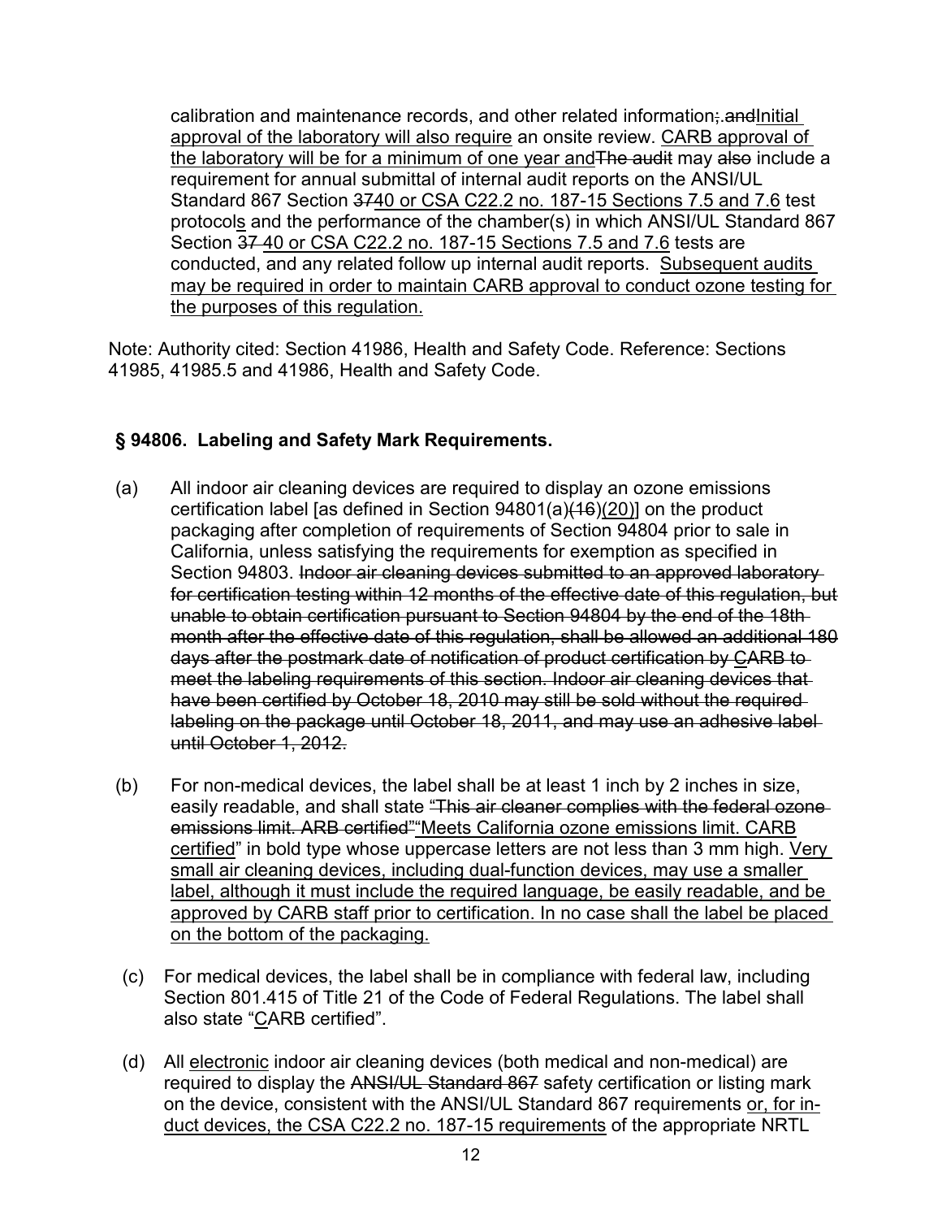calibration and maintenance records, and other related information;.andInitial approval of the laboratory will also require an onsite review. CARB approval of the laboratory will be for a minimum of one year andThe audit may also include a requirement for annual submittal of internal audit reports on the ANSI/UL Standard 867 Section 3740 or CSA C22.2 no. 187-15 Sections 7.5 and 7.6 test protocols and the performance of the chamber(s) in which ANSI/UL Standard 867 Section 37 40 or CSA C22.2 no. 187-15 Sections 7.5 and 7.6 tests are conducted, and any related follow up internal audit reports. Subsequent audits may be required in order to maintain CARB approval to conduct ozone testing for the purposes of this regulation.

Note: Authority cited: Section 41986, Health and Safety Code. Reference: Sections 41985, 41985.5 and 41986, Health and Safety Code.

### § 94806. Labeling and Safety Mark Requirements.

(a) All indoor air cleaning devices are required to display an ozone emissions certification label [as defined in Section 94801(a)(16)(20)] on the product packaging after completion of requirements of Section 94804 prior to sale in California, unless satisfying the requirements for exemption as specified in Section 94803. Indoor air cleaning devices submitted to an approved laboratory for certification testing within 12 months of the effective date of this regulation, but unable to obtain certification pursuant to Section 94804 by the end of the 18th month after the effective date of this regulation, shall be allowed an additional 180 days after the postmark date of notification of product certification by CARB to meet the labeling requirements of this section. Indoor air cleaning devices that have been certified by October 18, 2010 may still be sold without the required labeling on the package until October 18, 2011, and may use an adhesive label until October 1, 2012.

(b) For non-medical devices, the label shall be at least 1 inch by 2 inches in size, easily readable, and shall state "This air cleaner complies with the federal ozone emissions limit. ARB certified""Meets California ozone emissions limit. CARB certified" in bold type whose uppercase letters are not less than 3 mm high. Very small air cleaning devices, including dual-function devices, may use a smaller label, although it must include the required language, be easily readable, and be approved by CARB staff prior to certification. In no case shall the label be placed on the bottom of the packaging.

(c) For medical devices, the label shall be in compliance with federal law, including Section 801.415 of Title 21 of the Code of Federal Regulations. The label shall also state "CARB certified".

(d) All electronic indoor air cleaning devices (both medical and non-medical) are required to display the ANSI/UL Standard 867 safety certification or listing mark on the device, consistent with the ANSI/UL Standard 867 requirements or, for in-duct devices, the CSA C22.2 no. 187-15 requirements of the appropriate NRTL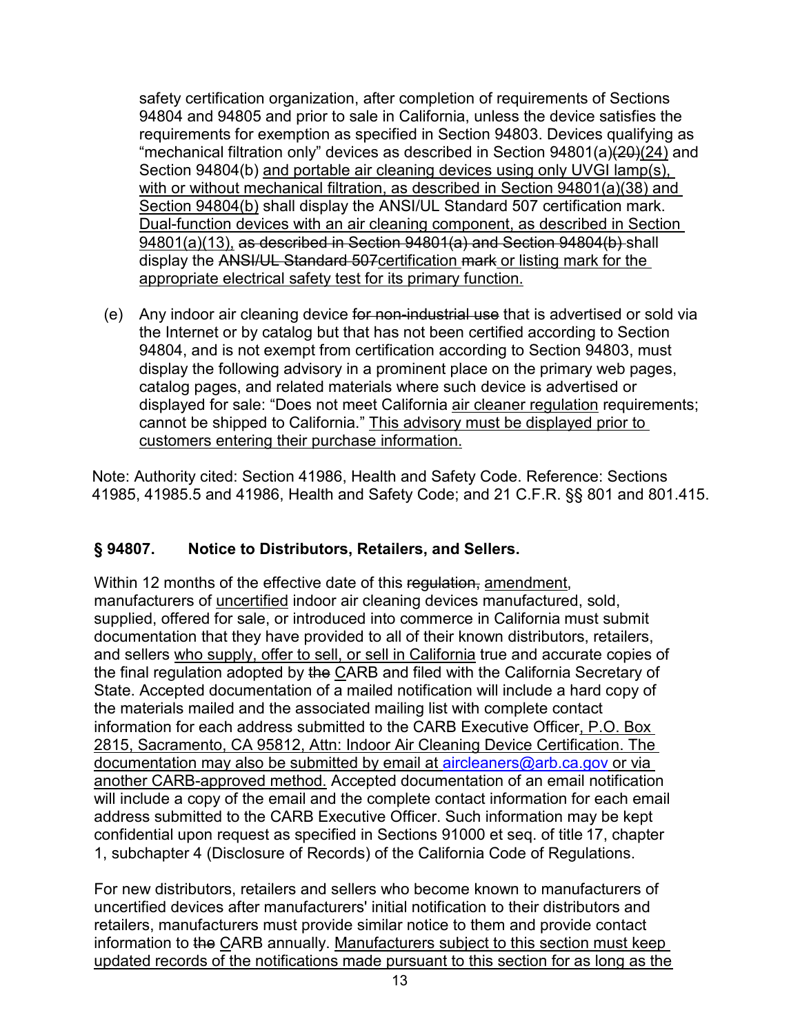safety certification organization, after completion of requirements of Sections 94804 and 94805 and prior to sale in California, unless the device satisfies the requirements for exemption as specified in Section 94803. Devices qualifying as "mechanical filtration only" devices as described in Section 94801(a)~~(20)~~<u>(24)</u> and Section 94804(b) <u>and portable air cleaning devices using only UVGI lamp(s), with or without mechanical filtration, as described in Section 94801(a)(38) and Section 94804(b)</u> shall display the ANSI/UL Standard 507 certification mark. <u>Dual-function devices with an air cleaning component, as described in Section 94801(a)(13),</u> ~~as described in Section 94801(a) and Section 94804(b)~~ shall display the ~~ANSI/UL Standard 507~~<u>certification</u> ~~mark~~ <u>or listing mark for the appropriate electrical safety test for its primary function.</u>

(e) Any indoor air cleaning device ~~for non-industrial use~~ that is advertised or sold via the Internet or by catalog but that has not been certified according to Section 94804, and is not exempt from certification according to Section 94803, must display the following advisory in a prominent place on the primary web pages, catalog pages, and related materials where such device is advertised or displayed for sale: "Does not meet California <u>air cleaner regulation</u> requirements; cannot be shipped to California." <u>This advisory must be displayed prior to customers entering their purchase information.</u>

Note: Authority cited: Section 41986, Health and Safety Code. Reference: Sections 41985, 41985.5 and 41986, Health and Safety Code; and 21 C.F.R. §§ 801 and 801.415.

## § 94807. Notice to Distributors, Retailers, and Sellers.

Within 12 months of the effective date of this ~~regulation,~~ <u>amendment</u>, manufacturers of <u>uncertified</u> indoor air cleaning devices manufactured, sold, supplied, offered for sale, or introduced into commerce in California must submit documentation that they have provided to all of their known distributors, retailers, and sellers <u>who supply, offer to sell, or sell in California</u> true and accurate copies of the final regulation adopted by ~~the~~ <u>C</u>ARB and filed with the California Secretary of State. Accepted documentation of a mailed notification will include a hard copy of the materials mailed and the associated mailing list with complete contact information for each address submitted to the CARB Executive Officer<u>, P.O. Box 2815, Sacramento, CA 95812, Attn: Indoor Air Cleaning Device Certification. The documentation may also be submitted by email at aircleaners@arb.ca.gov or via another CARB-approved method.</u> Accepted documentation of an email notification will include a copy of the email and the complete contact information for each email address submitted to the CARB Executive Officer. Such information may be kept confidential upon request as specified in Sections 91000 et seq. of title 17, chapter 1, subchapter 4 (Disclosure of Records) of the California Code of Regulations.

For new distributors, retailers and sellers who become known to manufacturers of uncertified devices after manufacturers' initial notification to their distributors and retailers, manufacturers must provide similar notice to them and provide contact information to ~~the~~ <u>C</u>ARB annually. <u>Manufacturers subject to this section must keep updated records of the notifications made pursuant to this section for as long as the</u>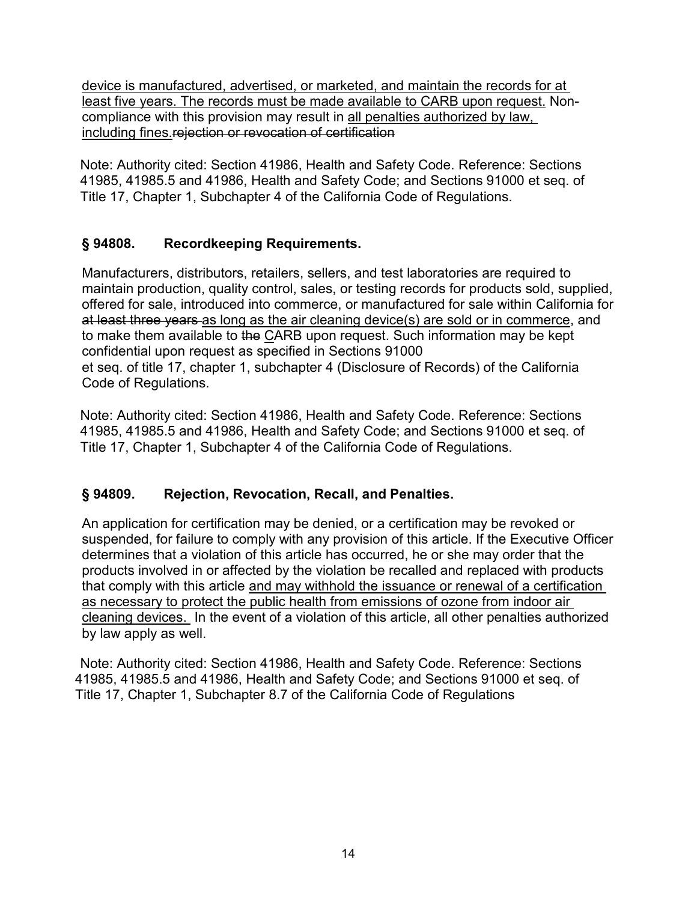device is manufactured, advertised, or marketed, and maintain the records for at least five years. The records must be made available to CARB upon request. Non-compliance with this provision may result in all penalties authorized by law, including fines.~~rejection or revocation of certification~~

Note: Authority cited: Section 41986, Health and Safety Code. Reference: Sections 41985, 41985.5 and 41986, Health and Safety Code; and Sections 91000 et seq. of Title 17, Chapter 1, Subchapter 4 of the California Code of Regulations.

### § 94808. Recordkeeping Requirements.

Manufacturers, distributors, retailers, sellers, and test laboratories are required to maintain production, quality control, sales, or testing records for products sold, supplied, offered for sale, introduced into commerce, or manufactured for sale within California for ~~at least three years~~ as long as the air cleaning device(s) are sold or in commerce, and to make them available to ~~the~~ CARB upon request. Such information may be kept confidential upon request as specified in Sections 91000 et seq. of title 17, chapter 1, subchapter 4 (Disclosure of Records) of the California Code of Regulations.

Note: Authority cited: Section 41986, Health and Safety Code. Reference: Sections 41985, 41985.5 and 41986, Health and Safety Code; and Sections 91000 et seq. of Title 17, Chapter 1, Subchapter 4 of the California Code of Regulations.

### § 94809. Rejection, Revocation, Recall, and Penalties.

An application for certification may be denied, or a certification may be revoked or suspended, for failure to comply with any provision of this article. If the Executive Officer determines that a violation of this article has occurred, he or she may order that the products involved in or affected by the violation be recalled and replaced with products that comply with this article and may withhold the issuance or renewal of a certification as necessary to protect the public health from emissions of ozone from indoor air cleaning devices. In the event of a violation of this article, all other penalties authorized by law apply as well.

Note: Authority cited: Section 41986, Health and Safety Code. Reference: Sections 41985, 41985.5 and 41986, Health and Safety Code; and Sections 91000 et seq. of Title 17, Chapter 1, Subchapter 8.7 of the California Code of Regulations